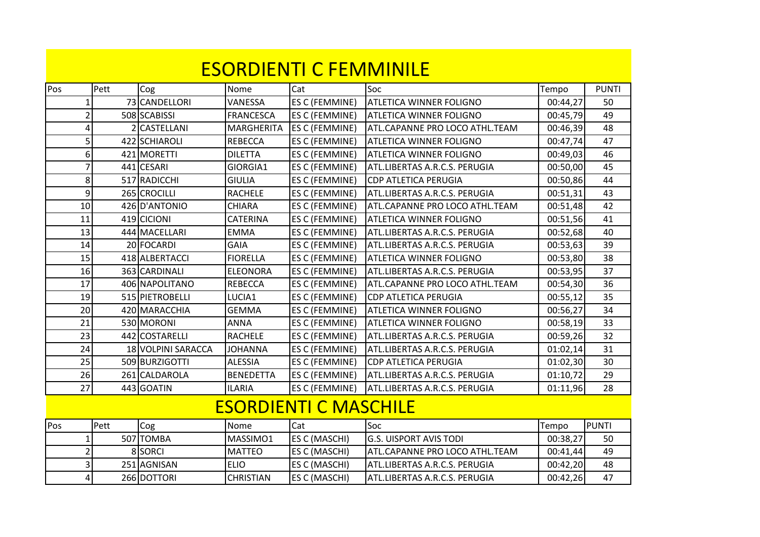# ESORDIENTI C FEMMINILE

| Pos | Pett | Cog | Nome | Cat | Soc | Tempo | PUNTI |
|---|---|---|---|---|---|---|---|
| 1 | 73 | CANDELLORI | VANESSA | ES C (FEMMINE) | ATLETICA WINNER FOLIGNO | 00:44,27 | 50 |
| 2 | 508 | SCABISSI | FRANCESCA | ES C (FEMMINE) | ATLETICA WINNER FOLIGNO | 00:45,79 | 49 |
| 4 | 2 | CASTELLANI | MARGHERITA | ES C (FEMMINE) | ATL.CAPANNE PRO LOCO ATHL.TEAM | 00:46,39 | 48 |
| 5 | 422 | SCHIAROLI | REBECCA | ES C (FEMMINE) | ATLETICA WINNER FOLIGNO | 00:47,74 | 47 |
| 6 | 421 | MORETTI | DILETTA | ES C (FEMMINE) | ATLETICA WINNER FOLIGNO | 00:49,03 | 46 |
| 7 | 441 | CESARI | GIORGIA1 | ES C (FEMMINE) | ATL.LIBERTAS A.R.C.S. PERUGIA | 00:50,00 | 45 |
| 8 | 517 | RADICCHI | GIULIA | ES C (FEMMINE) | CDP ATLETICA PERUGIA | 00:50,86 | 44 |
| 9 | 265 | CROCILLI | RACHELE | ES C (FEMMINE) | ATL.LIBERTAS A.R.C.S. PERUGIA | 00:51,31 | 43 |
| 10 | 426 | D'ANTONIO | CHIARA | ES C (FEMMINE) | ATL.CAPANNE PRO LOCO ATHL.TEAM | 00:51,48 | 42 |
| 11 | 419 | CICIONI | CATERINA | ES C (FEMMINE) | ATLETICA WINNER FOLIGNO | 00:51,56 | 41 |
| 13 | 444 | MACELLARI | EMMA | ES C (FEMMINE) | ATL.LIBERTAS A.R.C.S. PERUGIA | 00:52,68 | 40 |
| 14 | 20 | FOCARDI | GAIA | ES C (FEMMINE) | ATL.LIBERTAS A.R.C.S. PERUGIA | 00:53,63 | 39 |
| 15 | 418 | ALBERTACCI | FIORELLA | ES C (FEMMINE) | ATLETICA WINNER FOLIGNO | 00:53,80 | 38 |
| 16 | 363 | CARDINALI | ELEONORA | ES C (FEMMINE) | ATL.LIBERTAS A.R.C.S. PERUGIA | 00:53,95 | 37 |
| 17 | 406 | NAPOLITANO | REBECCA | ES C (FEMMINE) | ATL.CAPANNE PRO LOCO ATHL.TEAM | 00:54,30 | 36 |
| 19 | 515 | PIETROBELLI | LUCIA1 | ES C (FEMMINE) | CDP ATLETICA PERUGIA | 00:55,12 | 35 |
| 20 | 420 | MARACCHIA | GEMMA | ES C (FEMMINE) | ATLETICA WINNER FOLIGNO | 00:56,27 | 34 |
| 21 | 530 | MORONI | ANNA | ES C (FEMMINE) | ATLETICA WINNER FOLIGNO | 00:58,19 | 33 |
| 23 | 442 | COSTARELLI | RACHELE | ES C (FEMMINE) | ATL.LIBERTAS A.R.C.S. PERUGIA | 00:59,26 | 32 |
| 24 | 18 | VOLPINI SARACCA | JOHANNA | ES C (FEMMINE) | ATL.LIBERTAS A.R.C.S. PERUGIA | 01:02,14 | 31 |
| 25 | 509 | BURZIGOTTI | ALESSIA | ES C (FEMMINE) | CDP ATLETICA PERUGIA | 01:02,30 | 30 |
| 26 | 261 | CALDAROLA | BENEDETTA | ES C (FEMMINE) | ATL.LIBERTAS A.R.C.S. PERUGIA | 01:10,72 | 29 |
| 27 | 443 | GOATIN | ILARIA | ES C (FEMMINE) | ATL.LIBERTAS A.R.C.S. PERUGIA | 01:11,96 | 28 |

# ESORDIENTI C MASCHILE

| Pos | Pett | Cog | Nome | Cat | Soc | Tempo | PUNTI |
|---|---|---|---|---|---|---|---|
| 1 | 507 | TOMBA | MASSIMO1 | ES C (MASCHI) | G.S. UISPORT AVIS TODI | 00:38,27 | 50 |
| 2 | 8 | SORCI | MATTEO | ES C (MASCHI) | ATL.CAPANNE PRO LOCO ATHL.TEAM | 00:41,44 | 49 |
| 3 | 251 | AGNISAN | ELIO | ES C (MASCHI) | ATL.LIBERTAS A.R.C.S. PERUGIA | 00:42,20 | 48 |
| 4 | 266 | DOTTORI | CHRISTIAN | ES C (MASCHI) | ATL.LIBERTAS A.R.C.S. PERUGIA | 00:42,26 | 47 |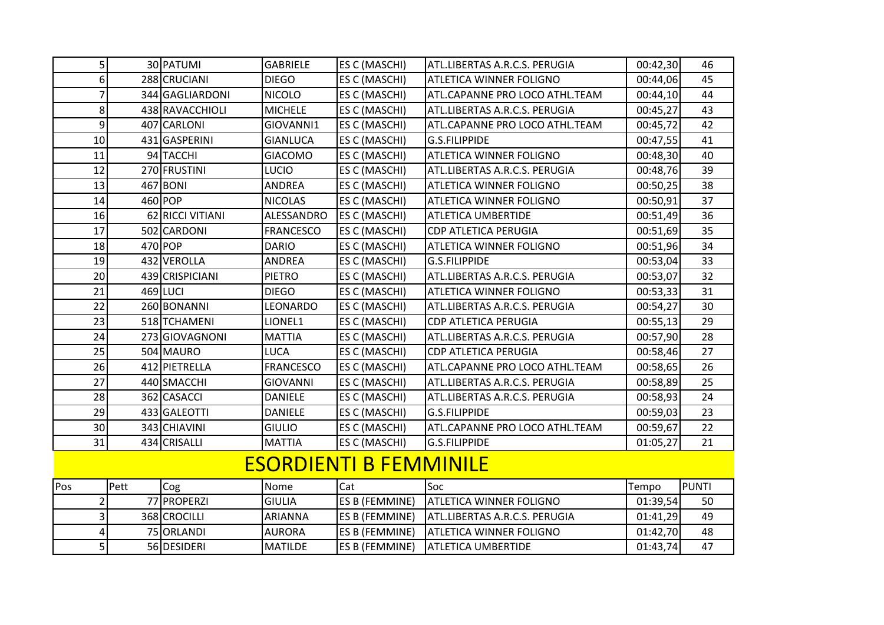| | | | | | | | |
|---|---|---|---|---|---|---|---|
| 5 | 30 | PATUMI | GABRIELE | ES C (MASCHI) | ATL.LIBERTAS A.R.C.S. PERUGIA | 00:42,30 | 46 |
| 6 | 288 | CRUCIANI | DIEGO | ES C (MASCHI) | ATLETICA WINNER FOLIGNO | 00:44,06 | 45 |
| 7 | 344 | GAGLIARDONI | NICOLO | ES C (MASCHI) | ATL.CAPANNE PRO LOCO ATHL.TEAM | 00:44,10 | 44 |
| 8 | 438 | RAVACCHIOLI | MICHELE | ES C (MASCHI) | ATL.LIBERTAS A.R.C.S. PERUGIA | 00:45,27 | 43 |
| 9 | 407 | CARLONI | GIOVANNI1 | ES C (MASCHI) | ATL.CAPANNE PRO LOCO ATHL.TEAM | 00:45,72 | 42 |
| 10 | 431 | GASPERINI | GIANLUCA | ES C (MASCHI) | G.S.FILIPPIDE | 00:47,55 | 41 |
| 11 | 94 | TACCHI | GIACOMO | ES C (MASCHI) | ATLETICA WINNER FOLIGNO | 00:48,30 | 40 |
| 12 | 270 | FRUSTINI | LUCIO | ES C (MASCHI) | ATL.LIBERTAS A.R.C.S. PERUGIA | 00:48,76 | 39 |
| 13 | 467 | BONI | ANDREA | ES C (MASCHI) | ATLETICA WINNER FOLIGNO | 00:50,25 | 38 |
| 14 | 460 | POP | NICOLAS | ES C (MASCHI) | ATLETICA WINNER FOLIGNO | 00:50,91 | 37 |
| 16 | 62 | RICCI VITIANI | ALESSANDRO | ES C (MASCHI) | ATLETICA UMBERTIDE | 00:51,49 | 36 |
| 17 | 502 | CARDONI | FRANCESCO | ES C (MASCHI) | CDP ATLETICA PERUGIA | 00:51,69 | 35 |
| 18 | 470 | POP | DARIO | ES C (MASCHI) | ATLETICA WINNER FOLIGNO | 00:51,96 | 34 |
| 19 | 432 | VEROLLA | ANDREA | ES C (MASCHI) | G.S.FILIPPIDE | 00:53,04 | 33 |
| 20 | 439 | CRISPICIANI | PIETRO | ES C (MASCHI) | ATL.LIBERTAS A.R.C.S. PERUGIA | 00:53,07 | 32 |
| 21 | 469 | LUCI | DIEGO | ES C (MASCHI) | ATLETICA WINNER FOLIGNO | 00:53,33 | 31 |
| 22 | 260 | BONANNI | LEONARDO | ES C (MASCHI) | ATL.LIBERTAS A.R.C.S. PERUGIA | 00:54,27 | 30 |
| 23 | 518 | TCHAMENI | LIONEL1 | ES C (MASCHI) | CDP ATLETICA PERUGIA | 00:55,13 | 29 |
| 24 | 273 | GIOVAGNONI | MATTIA | ES C (MASCHI) | ATL.LIBERTAS A.R.C.S. PERUGIA | 00:57,90 | 28 |
| 25 | 504 | MAURO | LUCA | ES C (MASCHI) | CDP ATLETICA PERUGIA | 00:58,46 | 27 |
| 26 | 412 | PIETRELLA | FRANCESCO | ES C (MASCHI) | ATL.CAPANNE PRO LOCO ATHL.TEAM | 00:58,65 | 26 |
| 27 | 440 | SMACCHI | GIOVANNI | ES C (MASCHI) | ATL.LIBERTAS A.R.C.S. PERUGIA | 00:58,89 | 25 |
| 28 | 362 | CASACCI | DANIELE | ES C (MASCHI) | ATL.LIBERTAS A.R.C.S. PERUGIA | 00:58,93 | 24 |
| 29 | 433 | GALEOTTI | DANIELE | ES C (MASCHI) | G.S.FILIPPIDE | 00:59,03 | 23 |
| 30 | 343 | CHIAVINI | GIULIO | ES C (MASCHI) | ATL.CAPANNE PRO LOCO ATHL.TEAM | 00:59,67 | 22 |
| 31 | 434 | CRISALLI | MATTIA | ES C (MASCHI) | G.S.FILIPPIDE | 01:05,27 | 21 |

## ESORDIENTI B FEMMINILE

| Pos | Pett | Cog | Nome | Cat | Soc | Tempo | PUNTI |
|---|---|---|---|---|---|---|---|
| 2 | 77 | PROPERZI | GIULIA | ES B (FEMMINE) | ATLETICA WINNER FOLIGNO | 01:39,54 | 50 |
| 3 | 368 | CROCILLI | ARIANNA | ES B (FEMMINE) | ATL.LIBERTAS A.R.C.S. PERUGIA | 01:41,29 | 49 |
| 4 | 75 | ORLANDI | AURORA | ES B (FEMMINE) | ATLETICA WINNER FOLIGNO | 01:42,70 | 48 |
| 5 | 56 | DESIDERI | MATILDE | ES B (FEMMINE) | ATLETICA UMBERTIDE | 01:43,74 | 47 |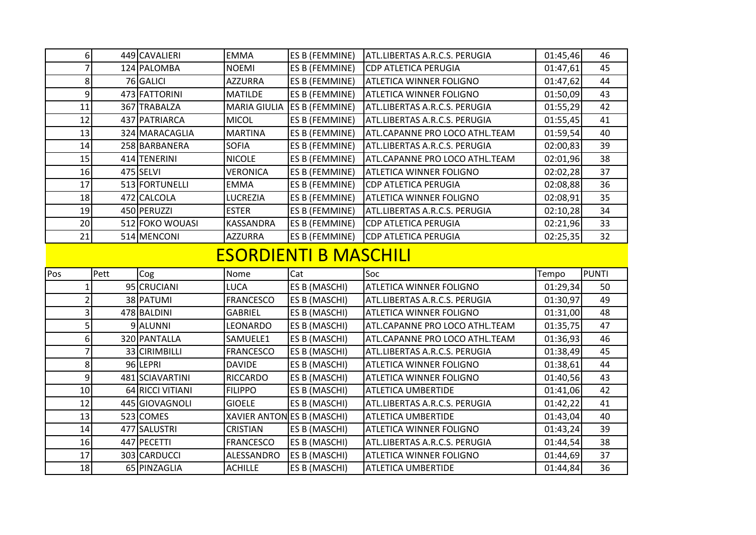| | | | | | | | |
|---|---|---|---|---|---|---|---|
| 6 | 449 | CAVALIERI | EMMA | ES B (FEMMINE) | ATL.LIBERTAS A.R.C.S. PERUGIA | 01:45,46 | 46 |
| 7 | 124 | PALOMBA | NOEMI | ES B (FEMMINE) | CDP ATLETICA PERUGIA | 01:47,61 | 45 |
| 8 | 76 | GALICI | AZZURRA | ES B (FEMMINE) | ATLETICA WINNER FOLIGNO | 01:47,62 | 44 |
| 9 | 473 | FATTORINI | MATILDE | ES B (FEMMINE) | ATLETICA WINNER FOLIGNO | 01:50,09 | 43 |
| 11 | 367 | TRABALZA | MARIA GIULIA | ES B (FEMMINE) | ATL.LIBERTAS A.R.C.S. PERUGIA | 01:55,29 | 42 |
| 12 | 437 | PATRIARCA | MICOL | ES B (FEMMINE) | ATL.LIBERTAS A.R.C.S. PERUGIA | 01:55,45 | 41 |
| 13 | 324 | MARACAGLIA | MARTINA | ES B (FEMMINE) | ATL.CAPANNE PRO LOCO ATHL.TEAM | 01:59,54 | 40 |
| 14 | 258 | BARBANERA | SOFIA | ES B (FEMMINE) | ATL.LIBERTAS A.R.C.S. PERUGIA | 02:00,83 | 39 |
| 15 | 414 | TENERINI | NICOLE | ES B (FEMMINE) | ATL.CAPANNE PRO LOCO ATHL.TEAM | 02:01,96 | 38 |
| 16 | 475 | SELVI | VERONICA | ES B (FEMMINE) | ATLETICA WINNER FOLIGNO | 02:02,28 | 37 |
| 17 | 513 | FORTUNELLI | EMMA | ES B (FEMMINE) | CDP ATLETICA PERUGIA | 02:08,88 | 36 |
| 18 | 472 | CALCOLA | LUCREZIA | ES B (FEMMINE) | ATLETICA WINNER FOLIGNO | 02:08,91 | 35 |
| 19 | 450 | PERUZZI | ESTER | ES B (FEMMINE) | ATL.LIBERTAS A.R.C.S. PERUGIA | 02:10,28 | 34 |
| 20 | 512 | FOKO WOUASI | KASSANDRA | ES B (FEMMINE) | CDP ATLETICA PERUGIA | 02:21,96 | 33 |
| 21 | 514 | MENCONI | AZZURRA | ES B (FEMMINE) | CDP ATLETICA PERUGIA | 02:25,35 | 32 |

# ESORDIENTI B MASCHILI

| Pos | Pett | Cog | Nome | Cat | Soc | Tempo | PUNTI |
|---|---|---|---|---|---|---|---|
| 1 | 95 | CRUCIANI | LUCA | ES B (MASCHI) | ATLETICA WINNER FOLIGNO | 01:29,34 | 50 |
| 2 | 38 | PATUMI | FRANCESCO | ES B (MASCHI) | ATL.LIBERTAS A.R.C.S. PERUGIA | 01:30,97 | 49 |
| 3 | 478 | BALDINI | GABRIEL | ES B (MASCHI) | ATLETICA WINNER FOLIGNO | 01:31,00 | 48 |
| 5 | 9 | ALUNNI | LEONARDO | ES B (MASCHI) | ATL.CAPANNE PRO LOCO ATHL.TEAM | 01:35,75 | 47 |
| 6 | 320 | PANTALLA | SAMUELE1 | ES B (MASCHI) | ATL.CAPANNE PRO LOCO ATHL.TEAM | 01:36,93 | 46 |
| 7 | 33 | CIRIMBILLI | FRANCESCO | ES B (MASCHI) | ATL.LIBERTAS A.R.C.S. PERUGIA | 01:38,49 | 45 |
| 8 | 96 | LEPRI | DAVIDE | ES B (MASCHI) | ATLETICA WINNER FOLIGNO | 01:38,61 | 44 |
| 9 | 481 | SCIAVARTINI | RICCARDO | ES B (MASCHI) | ATLETICA WINNER FOLIGNO | 01:40,56 | 43 |
| 10 | 64 | RICCI VITIANI | FILIPPO | ES B (MASCHI) | ATLETICA UMBERTIDE | 01:41,06 | 42 |
| 12 | 445 | GIOVAGNOLI | GIOELE | ES B (MASCHI) | ATL.LIBERTAS A.R.C.S. PERUGIA | 01:42,22 | 41 |
| 13 | 523 | COMES | XAVIER ANTON | ES B (MASCHI) | ATLETICA UMBERTIDE | 01:43,04 | 40 |
| 14 | 477 | SALUSTRI | CRISTIAN | ES B (MASCHI) | ATLETICA WINNER FOLIGNO | 01:43,24 | 39 |
| 16 | 447 | PECETTI | FRANCESCO | ES B (MASCHI) | ATL.LIBERTAS A.R.C.S. PERUGIA | 01:44,54 | 38 |
| 17 | 303 | CARDUCCI | ALESSANDRO | ES B (MASCHI) | ATLETICA WINNER FOLIGNO | 01:44,69 | 37 |
| 18 | 65 | PINZAGLIA | ACHILLE | ES B (MASCHI) | ATLETICA UMBERTIDE | 01:44,84 | 36 |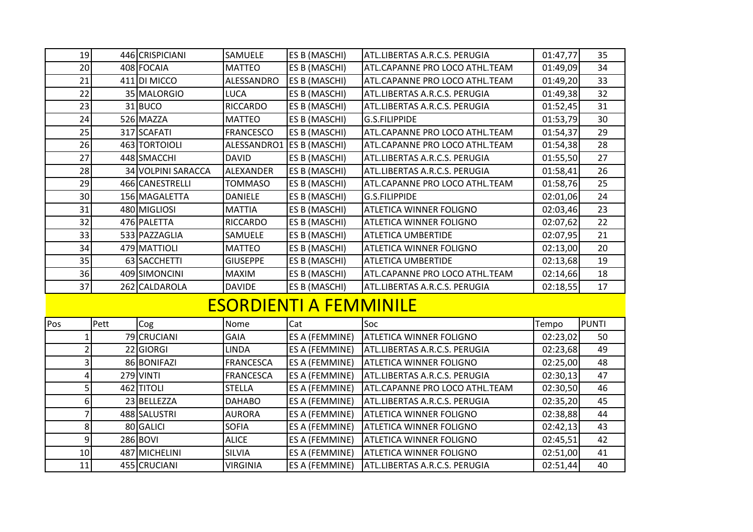| Pos | Pett | Cog | Nome | Cat | Soc | Tempo | PUNTI |
|---|---|---|---|---|---|---|---|
| 19 | 446 | CRISPICIANI | SAMUELE | ES B (MASCHI) | ATL.LIBERTAS A.R.C.S. PERUGIA | 01:47,77 | 35 |
| 20 | 408 | FOCAIA | MATTEO | ES B (MASCHI) | ATL.CAPANNE PRO LOCO ATHL.TEAM | 01:49,09 | 34 |
| 21 | 411 | DI MICCO | ALESSANDRO | ES B (MASCHI) | ATL.CAPANNE PRO LOCO ATHL.TEAM | 01:49,20 | 33 |
| 22 | 35 | MALORGIO | LUCA | ES B (MASCHI) | ATL.LIBERTAS A.R.C.S. PERUGIA | 01:49,38 | 32 |
| 23 | 31 | BUCO | RICCARDO | ES B (MASCHI) | ATL.LIBERTAS A.R.C.S. PERUGIA | 01:52,45 | 31 |
| 24 | 526 | MAZZA | MATTEO | ES B (MASCHI) | G.S.FILIPPIDE | 01:53,79 | 30 |
| 25 | 317 | SCAFATI | FRANCESCO | ES B (MASCHI) | ATL.CAPANNE PRO LOCO ATHL.TEAM | 01:54,37 | 29 |
| 26 | 463 | TORTOIOLI | ALESSANDRO1 | ES B (MASCHI) | ATL.CAPANNE PRO LOCO ATHL.TEAM | 01:54,38 | 28 |
| 27 | 448 | SMACCHI | DAVID | ES B (MASCHI) | ATL.LIBERTAS A.R.C.S. PERUGIA | 01:55,50 | 27 |
| 28 | 34 | VOLPINI SARACCA | ALEXANDER | ES B (MASCHI) | ATL.LIBERTAS A.R.C.S. PERUGIA | 01:58,41 | 26 |
| 29 | 466 | CANESTRELLI | TOMMASO | ES B (MASCHI) | ATL.CAPANNE PRO LOCO ATHL.TEAM | 01:58,76 | 25 |
| 30 | 156 | MAGALETTA | DANIELE | ES B (MASCHI) | G.S.FILIPPIDE | 02:01,06 | 24 |
| 31 | 480 | MIGLIOSI | MATTIA | ES B (MASCHI) | ATLETICA WINNER FOLIGNO | 02:03,46 | 23 |
| 32 | 476 | PALETTA | RICCARDO | ES B (MASCHI) | ATLETICA WINNER FOLIGNO | 02:07,62 | 22 |
| 33 | 533 | PAZZAGLIA | SAMUELE | ES B (MASCHI) | ATLETICA UMBERTIDE | 02:07,95 | 21 |
| 34 | 479 | MATTIOLI | MATTEO | ES B (MASCHI) | ATLETICA WINNER FOLIGNO | 02:13,00 | 20 |
| 35 | 63 | SACCHETTI | GIUSEPPE | ES B (MASCHI) | ATLETICA UMBERTIDE | 02:13,68 | 19 |
| 36 | 409 | SIMONCINI | MAXIM | ES B (MASCHI) | ATL.CAPANNE PRO LOCO ATHL.TEAM | 02:14,66 | 18 |
| 37 | 262 | CALDAROLA | DAVIDE | ES B (MASCHI) | ATL.LIBERTAS A.R.C.S. PERUGIA | 02:18,55 | 17 |

## ESORDIENTI A FEMMINILE

| Pos | Pett | Cog | Nome | Cat | Soc | Tempo | PUNTI |
|---|---|---|---|---|---|---|---|
| 1 | 79 | CRUCIANI | GAIA | ES A (FEMMINE) | ATLETICA WINNER FOLIGNO | 02:23,02 | 50 |
| 2 | 22 | GIORGI | LINDA | ES A (FEMMINE) | ATL.LIBERTAS A.R.C.S. PERUGIA | 02:23,68 | 49 |
| 3 | 86 | BONIFAZI | FRANCESCA | ES A (FEMMINE) | ATLETICA WINNER FOLIGNO | 02:25,00 | 48 |
| 4 | 279 | VINTI | FRANCESCA | ES A (FEMMINE) | ATL.LIBERTAS A.R.C.S. PERUGIA | 02:30,13 | 47 |
| 5 | 462 | TITOLI | STELLA | ES A (FEMMINE) | ATL.CAPANNE PRO LOCO ATHL.TEAM | 02:30,50 | 46 |
| 6 | 23 | BELLEZZA | DAHABO | ES A (FEMMINE) | ATL.LIBERTAS A.R.C.S. PERUGIA | 02:35,20 | 45 |
| 7 | 488 | SALUSTRI | AURORA | ES A (FEMMINE) | ATLETICA WINNER FOLIGNO | 02:38,88 | 44 |
| 8 | 80 | GALICI | SOFIA | ES A (FEMMINE) | ATLETICA WINNER FOLIGNO | 02:42,13 | 43 |
| 9 | 286 | BOVI | ALICE | ES A (FEMMINE) | ATLETICA WINNER FOLIGNO | 02:45,51 | 42 |
| 10 | 487 | MICHELINI | SILVIA | ES A (FEMMINE) | ATLETICA WINNER FOLIGNO | 02:51,00 | 41 |
| 11 | 455 | CRUCIANI | VIRGINIA | ES A (FEMMINE) | ATL.LIBERTAS A.R.C.S. PERUGIA | 02:51,44 | 40 |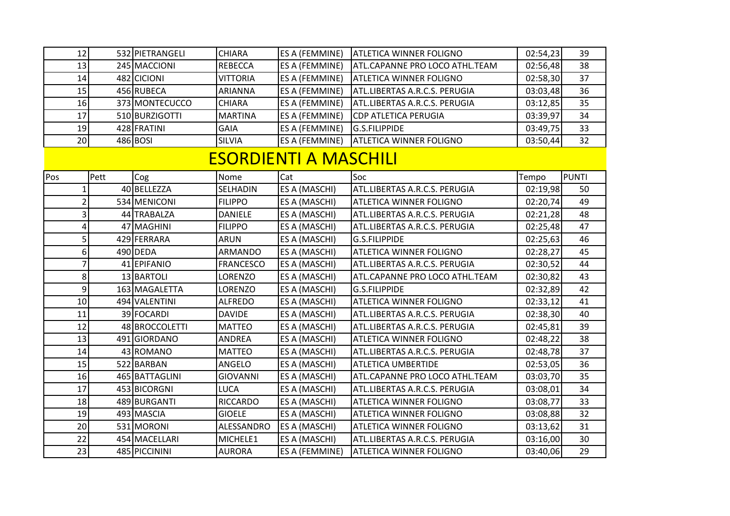| 12 | 532 | PIETRANGELI | CHIARA | ES A (FEMMINE) | ATLETICA WINNER FOLIGNO | 02:54,23 | 39 |
|---|---|---|---|---|---|---|---|
| 13 | 245 | MACCIONI | REBECCA | ES A (FEMMINE) | ATL.CAPANNE PRO LOCO ATHL.TEAM | 02:56,48 | 38 |
| 14 | 482 | CICIONI | VITTORIA | ES A (FEMMINE) | ATLETICA WINNER FOLIGNO | 02:58,30 | 37 |
| 15 | 456 | RUBECA | ARIANNA | ES A (FEMMINE) | ATL.LIBERTAS A.R.C.S. PERUGIA | 03:03,48 | 36 |
| 16 | 373 | MONTECUCCO | CHIARA | ES A (FEMMINE) | ATL.LIBERTAS A.R.C.S. PERUGIA | 03:12,85 | 35 |
| 17 | 510 | BURZIGOTTI | MARTINA | ES A (FEMMINE) | CDP ATLETICA PERUGIA | 03:39,97 | 34 |
| 19 | 428 | FRATINI | GAIA | ES A (FEMMINE) | G.S.FILIPPIDE | 03:49,75 | 33 |
| 20 | 486 | BOSI | SILVIA | ES A (FEMMINE) | ATLETICA WINNER FOLIGNO | 03:50,44 | 32 |

## ESORDIENTI A MASCHILI

| Pos | Pett | Cog | Nome | Cat | Soc | Tempo | PUNTI |
|---|---|---|---|---|---|---|---|
| 1 | 40 | BELLEZZA | SELHADIN | ES A (MASCHI) | ATL.LIBERTAS A.R.C.S. PERUGIA | 02:19,98 | 50 |
| 2 | 534 | MENICONI | FILIPPO | ES A (MASCHI) | ATLETICA WINNER FOLIGNO | 02:20,74 | 49 |
| 3 | 44 | TRABALZA | DANIELE | ES A (MASCHI) | ATL.LIBERTAS A.R.C.S. PERUGIA | 02:21,28 | 48 |
| 4 | 47 | MAGHINI | FILIPPO | ES A (MASCHI) | ATL.LIBERTAS A.R.C.S. PERUGIA | 02:25,48 | 47 |
| 5 | 429 | FERRARA | ARUN | ES A (MASCHI) | G.S.FILIPPIDE | 02:25,63 | 46 |
| 6 | 490 | DEDA | ARMANDO | ES A (MASCHI) | ATLETICA WINNER FOLIGNO | 02:28,27 | 45 |
| 7 | 41 | EPIFANIO | FRANCESCO | ES A (MASCHI) | ATL.LIBERTAS A.R.C.S. PERUGIA | 02:30,52 | 44 |
| 8 | 13 | BARTOLI | LORENZO | ES A (MASCHI) | ATL.CAPANNE PRO LOCO ATHL.TEAM | 02:30,82 | 43 |
| 9 | 163 | MAGALETTA | LORENZO | ES A (MASCHI) | G.S.FILIPPIDE | 02:32,89 | 42 |
| 10 | 494 | VALENTINI | ALFREDO | ES A (MASCHI) | ATLETICA WINNER FOLIGNO | 02:33,12 | 41 |
| 11 | 39 | FOCARDI | DAVIDE | ES A (MASCHI) | ATL.LIBERTAS A.R.C.S. PERUGIA | 02:38,30 | 40 |
| 12 | 48 | BROCCOLETTI | MATTEO | ES A (MASCHI) | ATL.LIBERTAS A.R.C.S. PERUGIA | 02:45,81 | 39 |
| 13 | 491 | GIORDANO | ANDREA | ES A (MASCHI) | ATLETICA WINNER FOLIGNO | 02:48,22 | 38 |
| 14 | 43 | ROMANO | MATTEO | ES A (MASCHI) | ATL.LIBERTAS A.R.C.S. PERUGIA | 02:48,78 | 37 |
| 15 | 522 | BARBAN | ANGELO | ES A (MASCHI) | ATLETICA UMBERTIDE | 02:53,05 | 36 |
| 16 | 465 | BATTAGLINI | GIOVANNI | ES A (MASCHI) | ATL.CAPANNE PRO LOCO ATHL.TEAM | 03:03,70 | 35 |
| 17 | 453 | BICORGNI | LUCA | ES A (MASCHI) | ATL.LIBERTAS A.R.C.S. PERUGIA | 03:08,01 | 34 |
| 18 | 489 | BURGANTI | RICCARDO | ES A (MASCHI) | ATLETICA WINNER FOLIGNO | 03:08,77 | 33 |
| 19 | 493 | MASCIA | GIOELE | ES A (MASCHI) | ATLETICA WINNER FOLIGNO | 03:08,88 | 32 |
| 20 | 531 | MORONI | ALESSANDRO | ES A (MASCHI) | ATLETICA WINNER FOLIGNO | 03:13,62 | 31 |
| 22 | 454 | MACELLARI | MICHELE1 | ES A (MASCHI) | ATL.LIBERTAS A.R.C.S. PERUGIA | 03:16,00 | 30 |
| 23 | 485 | PICCININI | AURORA | ES A (FEMMINE) | ATLETICA WINNER FOLIGNO | 03:40,06 | 29 |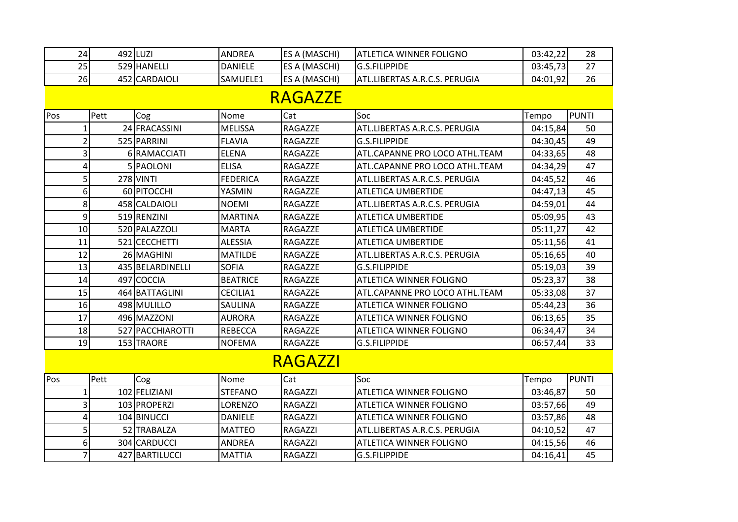| 24 | 492 | LUZI | ANDREA | ES A (MASCHI) | ATLETICA WINNER FOLIGNO | 03:42,22 | 28 |
|---|---|---|---|---|---|---|---|
| 25 | 529 | HANELLI | DANIELE | ES A (MASCHI) | G.S.FILIPPIDE | 03:45,73 | 27 |
| 26 | 452 | CARDAIOLI | SAMUELE1 | ES A (MASCHI) | ATL.LIBERTAS A.R.C.S. PERUGIA | 04:01,92 | 26 |

## RAGAZZE

| Pos | Pett | Cog | Nome | Cat | Soc | Tempo | PUNTI |
|---|---|---|---|---|---|---|---|
| 1 | 24 | FRACASSINI | MELISSA | RAGAZZE | ATL.LIBERTAS A.R.C.S. PERUGIA | 04:15,84 | 50 |
| 2 | 525 | PARRINI | FLAVIA | RAGAZZE | G.S.FILIPPIDE | 04:30,45 | 49 |
| 3 | 6 | RAMACCIATI | ELENA | RAGAZZE | ATL.CAPANNE PRO LOCO ATHL.TEAM | 04:33,65 | 48 |
| 4 | 5 | PAOLONI | ELISA | RAGAZZE | ATL.CAPANNE PRO LOCO ATHL.TEAM | 04:34,29 | 47 |
| 5 | 278 | VINTI | FEDERICA | RAGAZZE | ATL.LIBERTAS A.R.C.S. PERUGIA | 04:45,52 | 46 |
| 6 | 60 | PITOCCHI | YASMIN | RAGAZZE | ATLETICA UMBERTIDE | 04:47,13 | 45 |
| 8 | 458 | CALDAIOLI | NOEMI | RAGAZZE | ATL.LIBERTAS A.R.C.S. PERUGIA | 04:59,01 | 44 |
| 9 | 519 | RENZINI | MARTINA | RAGAZZE | ATLETICA UMBERTIDE | 05:09,95 | 43 |
| 10 | 520 | PALAZZOLI | MARTA | RAGAZZE | ATLETICA UMBERTIDE | 05:11,27 | 42 |
| 11 | 521 | CECCHETTI | ALESSIA | RAGAZZE | ATLETICA UMBERTIDE | 05:11,56 | 41 |
| 12 | 26 | MAGHINI | MATILDE | RAGAZZE | ATL.LIBERTAS A.R.C.S. PERUGIA | 05:16,65 | 40 |
| 13 | 435 | BELARDINELLI | SOFIA | RAGAZZE | G.S.FILIPPIDE | 05:19,03 | 39 |
| 14 | 497 | COCCIA | BEATRICE | RAGAZZE | ATLETICA WINNER FOLIGNO | 05:23,37 | 38 |
| 15 | 464 | BATTAGLINI | CECILIA1 | RAGAZZE | ATL.CAPANNE PRO LOCO ATHL.TEAM | 05:33,08 | 37 |
| 16 | 498 | MULILLO | SAULINA | RAGAZZE | ATLETICA WINNER FOLIGNO | 05:44,23 | 36 |
| 17 | 496 | MAZZONI | AURORA | RAGAZZE | ATLETICA WINNER FOLIGNO | 06:13,65 | 35 |
| 18 | 527 | PACCHIAROTTI | REBECCA | RAGAZZE | ATLETICA WINNER FOLIGNO | 06:34,47 | 34 |
| 19 | 153 | TRAORE | NOFEMA | RAGAZZE | G.S.FILIPPIDE | 06:57,44 | 33 |

## RAGAZZI

| Pos | Pett | Cog | Nome | Cat | Soc | Tempo | PUNTI |
|---|---|---|---|---|---|---|---|
| 1 | 102 | FELIZIANI | STEFANO | RAGAZZI | ATLETICA WINNER FOLIGNO | 03:46,87 | 50 |
| 3 | 103 | PROPERZI | LORENZO | RAGAZZI | ATLETICA WINNER FOLIGNO | 03:57,66 | 49 |
| 4 | 104 | BINUCCI | DANIELE | RAGAZZI | ATLETICA WINNER FOLIGNO | 03:57,86 | 48 |
| 5 | 52 | TRABALZA | MATTEO | RAGAZZI | ATL.LIBERTAS A.R.C.S. PERUGIA | 04:10,52 | 47 |
| 6 | 304 | CARDUCCI | ANDREA | RAGAZZI | ATLETICA WINNER FOLIGNO | 04:15,56 | 46 |
| 7 | 427 | BARTILUCCI | MATTIA | RAGAZZI | G.S.FILIPPIDE | 04:16,41 | 45 |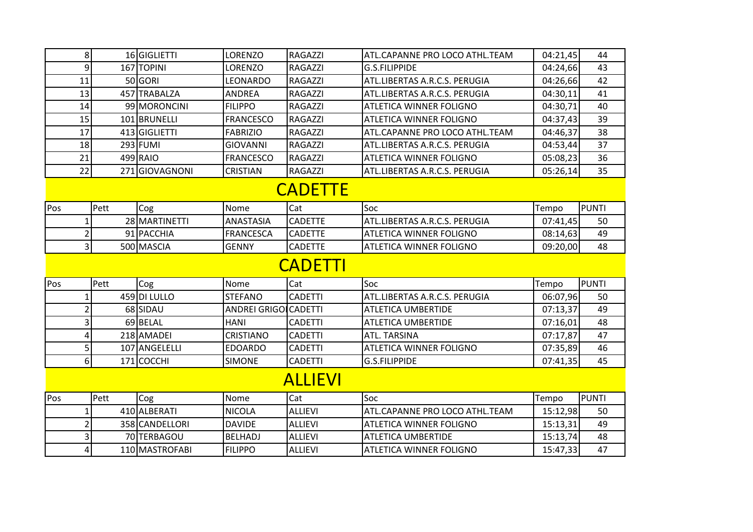| | | | | | | | |
|---|---|---|---|---|---|---|---|
| 8 | 16 | GIGLIETTI | LORENZO | RAGAZZI | ATL.CAPANNE PRO LOCO ATHL.TEAM | 04:21,45 | 44 |
| 9 | 167 | TOPINI | LORENZO | RAGAZZI | G.S.FILIPPIDE | 04:24,66 | 43 |
| 11 | 50 | GORI | LEONARDO | RAGAZZI | ATL.LIBERTAS A.R.C.S. PERUGIA | 04:26,66 | 42 |
| 13 | 457 | TRABALZA | ANDREA | RAGAZZI | ATL.LIBERTAS A.R.C.S. PERUGIA | 04:30,11 | 41 |
| 14 | 99 | MORONCINI | FILIPPO | RAGAZZI | ATLETICA WINNER FOLIGNO | 04:30,71 | 40 |
| 15 | 101 | BRUNELLI | FRANCESCO | RAGAZZI | ATLETICA WINNER FOLIGNO | 04:37,43 | 39 |
| 17 | 413 | GIGLIETTI | FABRIZIO | RAGAZZI | ATL.CAPANNE PRO LOCO ATHL.TEAM | 04:46,37 | 38 |
| 18 | 293 | FUMI | GIOVANNI | RAGAZZI | ATL.LIBERTAS A.R.C.S. PERUGIA | 04:53,44 | 37 |
| 21 | 499 | RAIO | FRANCESCO | RAGAZZI | ATLETICA WINNER FOLIGNO | 05:08,23 | 36 |
| 22 | 271 | GIOVAGNONI | CRISTIAN | RAGAZZI | ATL.LIBERTAS A.R.C.S. PERUGIA | 05:26,14 | 35 |

## CADETTE

| Pos | Pett | Cog | Nome | Cat | Soc | Tempo | PUNTI |
|---|---|---|---|---|---|---|---|
| 1 | 28 | MARTINETTI | ANASTASIA | CADETTE | ATL.LIBERTAS A.R.C.S. PERUGIA | 07:41,45 | 50 |
| 2 | 91 | PACCHIA | FRANCESCA | CADETTE | ATLETICA WINNER FOLIGNO | 08:14,63 | 49 |
| 3 | 500 | MASCIA | GENNY | CADETTE | ATLETICA WINNER FOLIGNO | 09:20,00 | 48 |

## CADETTI

| Pos | Pett | Cog | Nome | Cat | Soc | Tempo | PUNTI |
|---|---|---|---|---|---|---|---|
| 1 | 459 | DI LULLO | STEFANO | CADETTI | ATL.LIBERTAS A.R.C.S. PERUGIA | 06:07,96 | 50 |
| 2 | 68 | SIDAU | ANDREI GRIGO | CADETTI | ATLETICA UMBERTIDE | 07:13,37 | 49 |
| 3 | 69 | BELAL | HANI | CADETTI | ATLETICA UMBERTIDE | 07:16,01 | 48 |
| 4 | 218 | AMADEI | CRISTIANO | CADETTI | ATL. TARSINA | 07:17,87 | 47 |
| 5 | 107 | ANGELELLI | EDOARDO | CADETTI | ATLETICA WINNER FOLIGNO | 07:35,89 | 46 |
| 6 | 171 | COCCHI | SIMONE | CADETTI | G.S.FILIPPIDE | 07:41,35 | 45 |

## ALLIEVI

| Pos | Pett | Cog | Nome | Cat | Soc | Tempo | PUNTI |
|---|---|---|---|---|---|---|---|
| 1 | 410 | ALBERATI | NICOLA | ALLIEVI | ATL.CAPANNE PRO LOCO ATHL.TEAM | 15:12,98 | 50 |
| 2 | 358 | CANDELLORI | DAVIDE | ALLIEVI | ATLETICA WINNER FOLIGNO | 15:13,31 | 49 |
| 3 | 70 | TERBAGOU | BELHADJ | ALLIEVI | ATLETICA UMBERTIDE | 15:13,74 | 48 |
| 4 | 110 | MASTROFABI | FILIPPO | ALLIEVI | ATLETICA WINNER FOLIGNO | 15:47,33 | 47 |